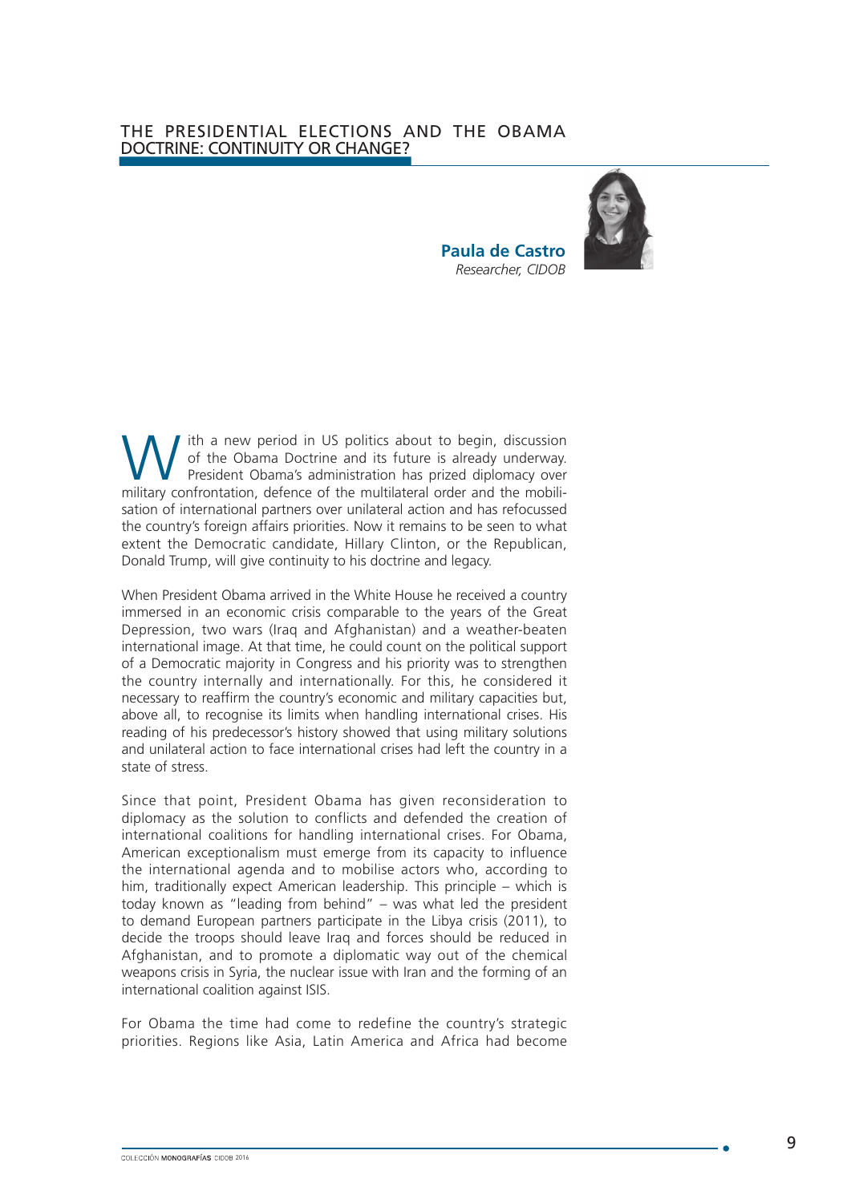# THE PRESIDENTIAL ELECTIONS AND THE OBAMA DOCTRINE: CONTINUITY OR CHANGE?

**Paula de Castro**
*Researcher, CIDOB*

With a new period in US politics about to begin, discussion of the Obama Doctrine and its future is already underway. President Obama's administration has prized diplomacy over military confrontation, defence of the multilateral order and the mobilisation of international partners over unilateral action and has refocussed the country's foreign affairs priorities. Now it remains to be seen to what extent the Democratic candidate, Hillary Clinton, or the Republican, Donald Trump, will give continuity to his doctrine and legacy.

When President Obama arrived in the White House he received a country immersed in an economic crisis comparable to the years of the Great Depression, two wars (Iraq and Afghanistan) and a weather-beaten international image. At that time, he could count on the political support of a Democratic majority in Congress and his priority was to strengthen the country internally and internationally. For this, he considered it necessary to reaffirm the country's economic and military capacities but, above all, to recognise its limits when handling international crises. His reading of his predecessor's history showed that using military solutions and unilateral action to face international crises had left the country in a state of stress.

Since that point, President Obama has given reconsideration to diplomacy as the solution to conflicts and defended the creation of international coalitions for handling international crises. For Obama, American exceptionalism must emerge from its capacity to influence the international agenda and to mobilise actors who, according to him, traditionally expect American leadership. This principle – which is today known as "leading from behind" – was what led the president to demand European partners participate in the Libya crisis (2011), to decide the troops should leave Iraq and forces should be reduced in Afghanistan, and to promote a diplomatic way out of the chemical weapons crisis in Syria, the nuclear issue with Iran and the forming of an international coalition against ISIS.

For Obama the time had come to redefine the country's strategic priorities. Regions like Asia, Latin America and Africa had become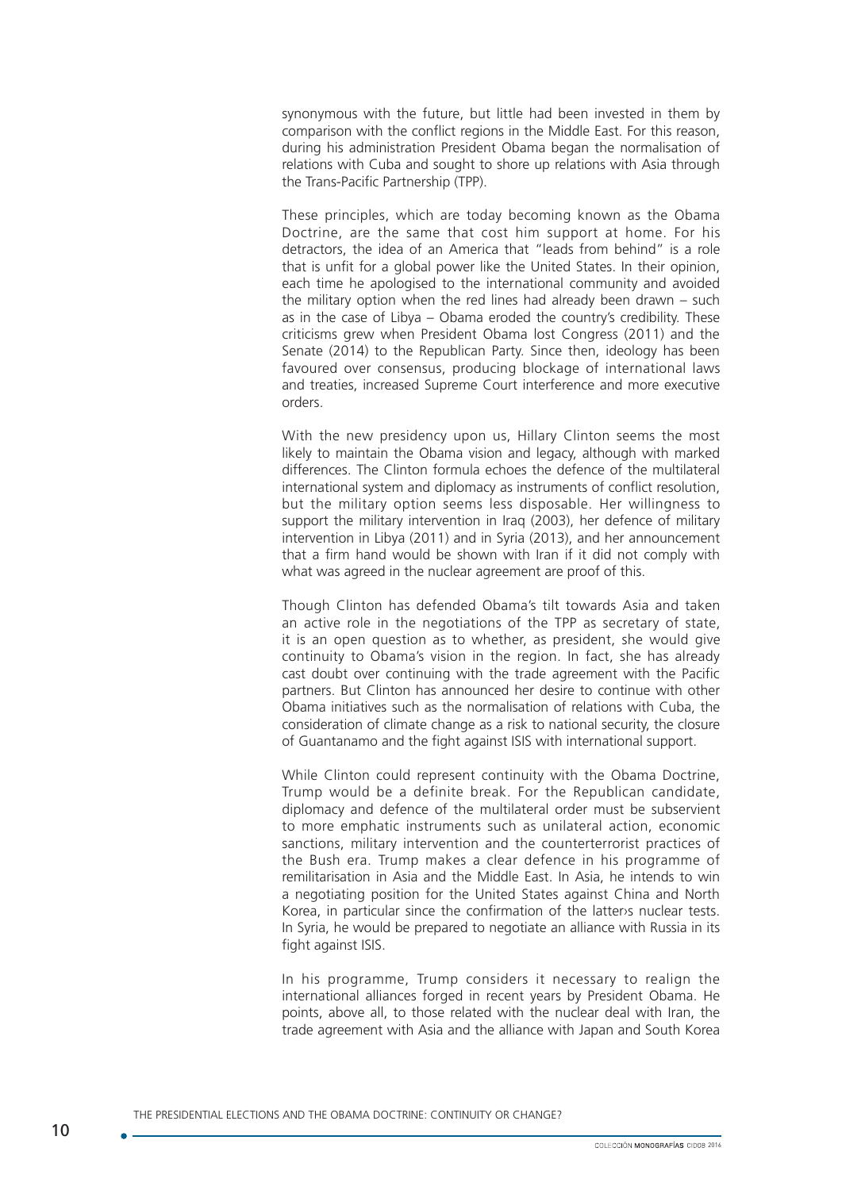synonymous with the future, but little had been invested in them by comparison with the conflict regions in the Middle East. For this reason, during his administration President Obama began the normalisation of relations with Cuba and sought to shore up relations with Asia through the Trans-Pacific Partnership (TPP).

These principles, which are today becoming known as the Obama Doctrine, are the same that cost him support at home. For his detractors, the idea of an America that "leads from behind" is a role that is unfit for a global power like the United States. In their opinion, each time he apologised to the international community and avoided the military option when the red lines had already been drawn – such as in the case of Libya – Obama eroded the country's credibility. These criticisms grew when President Obama lost Congress (2011) and the Senate (2014) to the Republican Party. Since then, ideology has been favoured over consensus, producing blockage of international laws and treaties, increased Supreme Court interference and more executive orders.

With the new presidency upon us, Hillary Clinton seems the most likely to maintain the Obama vision and legacy, although with marked differences. The Clinton formula echoes the defence of the multilateral international system and diplomacy as instruments of conflict resolution, but the military option seems less disposable. Her willingness to support the military intervention in Iraq (2003), her defence of military intervention in Libya (2011) and in Syria (2013), and her announcement that a firm hand would be shown with Iran if it did not comply with what was agreed in the nuclear agreement are proof of this.

Though Clinton has defended Obama's tilt towards Asia and taken an active role in the negotiations of the TPP as secretary of state, it is an open question as to whether, as president, she would give continuity to Obama's vision in the region. In fact, she has already cast doubt over continuing with the trade agreement with the Pacific partners. But Clinton has announced her desire to continue with other Obama initiatives such as the normalisation of relations with Cuba, the consideration of climate change as a risk to national security, the closure of Guantanamo and the fight against ISIS with international support.

While Clinton could represent continuity with the Obama Doctrine, Trump would be a definite break. For the Republican candidate, diplomacy and defence of the multilateral order must be subservient to more emphatic instruments such as unilateral action, economic sanctions, military intervention and the counterterrorist practices of the Bush era. Trump makes a clear defence in his programme of remilitarisation in Asia and the Middle East. In Asia, he intends to win a negotiating position for the United States against China and North Korea, in particular since the confirmation of the latter›s nuclear tests. In Syria, he would be prepared to negotiate an alliance with Russia in its fight against ISIS.

In his programme, Trump considers it necessary to realign the international alliances forged in recent years by President Obama. He points, above all, to those related with the nuclear deal with Iran, the trade agreement with Asia and the alliance with Japan and South Korea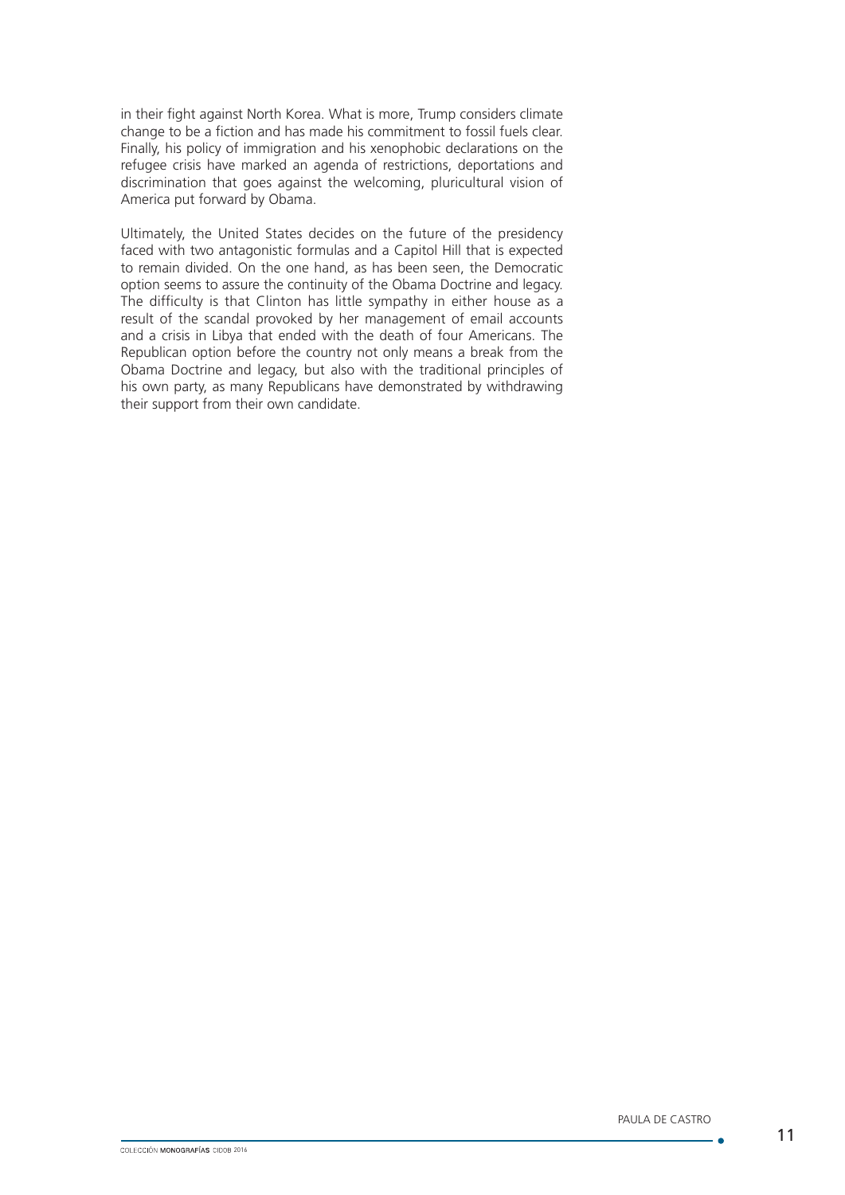in their fight against North Korea. What is more, Trump considers climate change to be a fiction and has made his commitment to fossil fuels clear. Finally, his policy of immigration and his xenophobic declarations on the refugee crisis have marked an agenda of restrictions, deportations and discrimination that goes against the welcoming, pluricultural vision of America put forward by Obama.

Ultimately, the United States decides on the future of the presidency faced with two antagonistic formulas and a Capitol Hill that is expected to remain divided. On the one hand, as has been seen, the Democratic option seems to assure the continuity of the Obama Doctrine and legacy. The difficulty is that Clinton has little sympathy in either house as a result of the scandal provoked by her management of email accounts and a crisis in Libya that ended with the death of four Americans. The Republican option before the country not only means a break from the Obama Doctrine and legacy, but also with the traditional principles of his own party, as many Republicans have demonstrated by withdrawing their support from their own candidate.